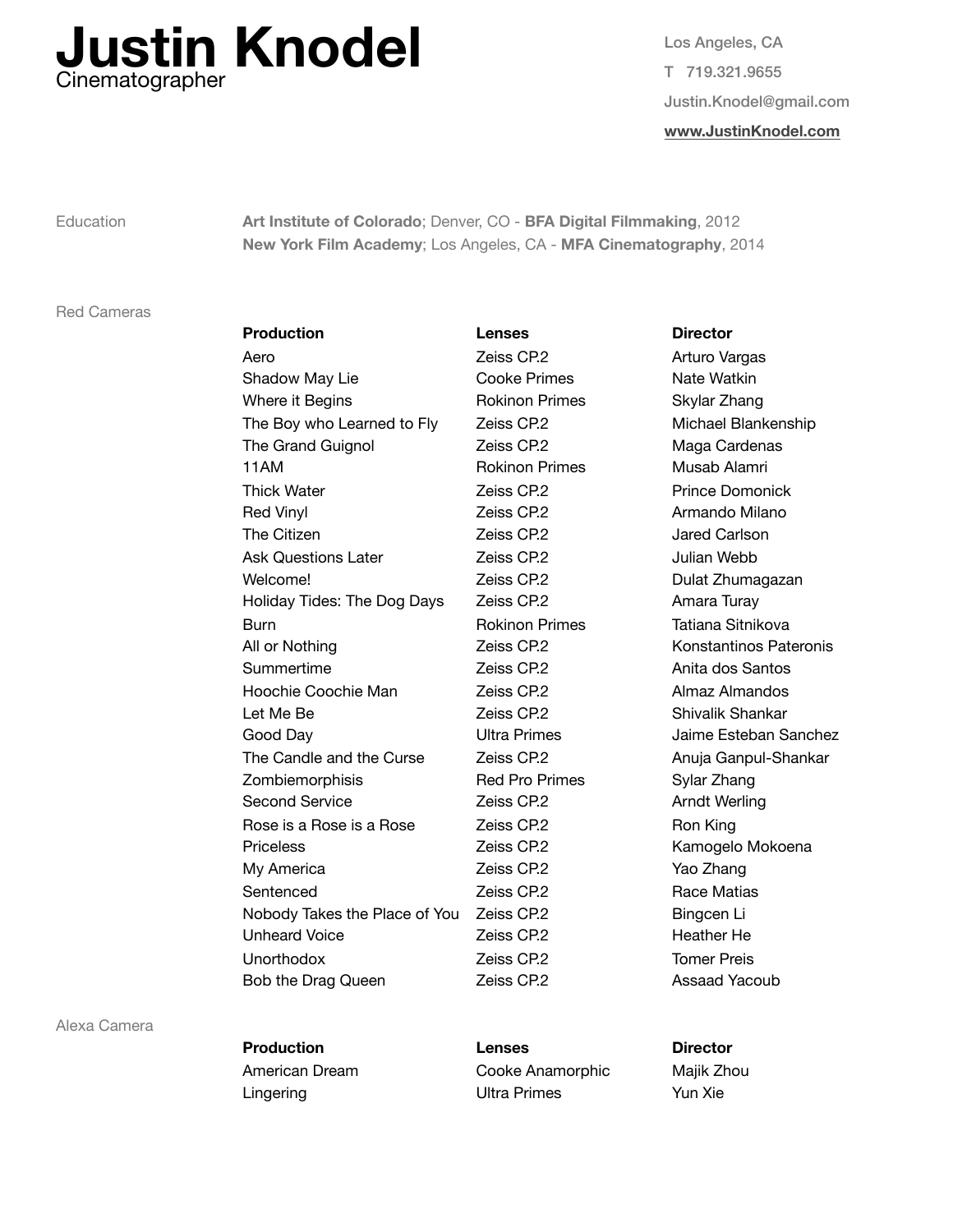# Justin Knodel

Cinematographer

Los Angeles, CA

T 719.321.9655

Justin.Knodel@gmail.com

**www.JustinKnodel.com**

## Education

**Art Institute of Colorado**; Denver, CO - **BFA Digital Filmmaking**, 2012

**New York Film Academy**; Los Angeles, CA - **MFA Cinematography**, 2014

## Red Cameras

| Production | Lenses | Director |
| --- | --- | --- |
| Aero | Zeiss CP.2 | Arturo Vargas |
| Shadow May Lie | Cooke Primes | Nate Watkin |
| Where it Begins | Rokinon Primes | Skylar Zhang |
| The Boy who Learned to Fly | Zeiss CP.2 | Michael Blankenship |
| The Grand Guignol | Zeiss CP.2 | Maga Cardenas |
| 11AM | Rokinon Primes | Musab Alamri |
| Thick Water | Zeiss CP.2 | Prince Domonick |
| Red Vinyl | Zeiss CP.2 | Armando Milano |
| The Citizen | Zeiss CP.2 | Jared Carlson |
| Ask Questions Later | Zeiss CP.2 | Julian Webb |
| Welcome! | Zeiss CP.2 | Dulat Zhumagazan |
| Holiday Tides: The Dog Days | Zeiss CP.2 | Amara Turay |
| Burn | Rokinon Primes | Tatiana Sitnikova |
| All or Nothing | Zeiss CP.2 | Konstantinos Pateronis |
| Summertime | Zeiss CP.2 | Anita dos Santos |
| Hoochie Coochie Man | Zeiss CP.2 | Almaz Almandos |
| Let Me Be | Zeiss CP.2 | Shivalik Shankar |
| Good Day | Ultra Primes | Jaime Esteban Sanchez |
| The Candle and the Curse | Zeiss CP.2 | Anuja Ganpul-Shankar |
| Zombiemorphisis | Red Pro Primes | Sylar Zhang |
| Second Service | Zeiss CP.2 | Arndt Werling |
| Rose is a Rose is a Rose | Zeiss CP.2 | Ron King |
| Priceless | Zeiss CP.2 | Kamogelo Mokoena |
| My America | Zeiss CP.2 | Yao Zhang |
| Sentenced | Zeiss CP.2 | Race Matias |
| Nobody Takes the Place of You | Zeiss CP.2 | Bingcen Li |
| Unheard Voice | Zeiss CP.2 | Heather He |
| Unorthodox | Zeiss CP.2 | Tomer Preis |
| Bob the Drag Queen | Zeiss CP.2 | Assaad Yacoub |

## Alexa Camera

| Production | Lenses | Director |
| --- | --- | --- |
| American Dream | Cooke Anamorphic | Majik Zhou |
| Lingering | Ultra Primes | Yun Xie |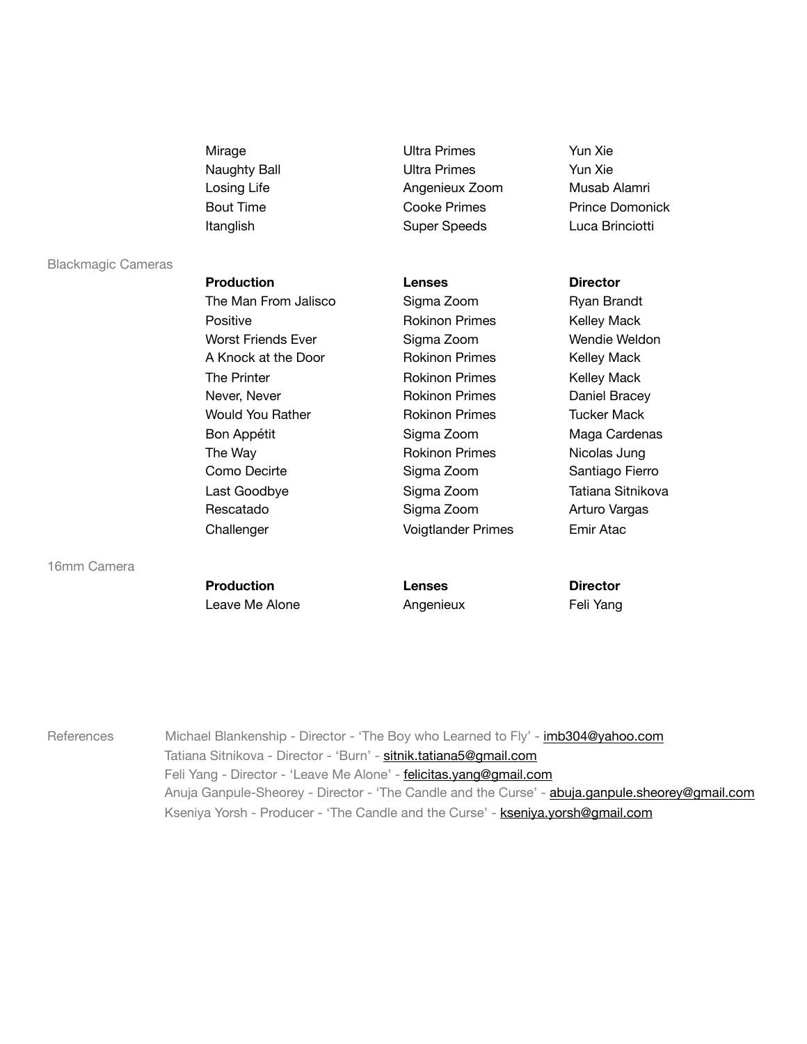| | | |
|---|---|---|
| Mirage | Ultra Primes | Yun Xie |
| Naughty Ball | Ultra Primes | Yun Xie |
| Losing Life | Angenieux Zoom | Musab Alamri |
| Bout Time | Cooke Primes | Prince Domonick |
| Itanglish | Super Speeds | Luca Brinciotti |

Blackmagic Cameras

| **Production** | **Lenses** | **Director** |
|---|---|---|
| The Man From Jalisco | Sigma Zoom | Ryan Brandt |
| Positive | Rokinon Primes | Kelley Mack |
| Worst Friends Ever | Sigma Zoom | Wendie Weldon |
| A Knock at the Door | Rokinon Primes | Kelley Mack |
| The Printer | Rokinon Primes | Kelley Mack |
| Never, Never | Rokinon Primes | Daniel Bracey |
| Would You Rather | Rokinon Primes | Tucker Mack |
| Bon Appétit | Sigma Zoom | Maga Cardenas |
| The Way | Rokinon Primes | Nicolas Jung |
| Como Decirte | Sigma Zoom | Santiago Fierro |
| Last Goodbye | Sigma Zoom | Tatiana Sitnikova |
| Rescatado | Sigma Zoom | Arturo Vargas |
| Challenger | Voigtlander Primes | Emir Atac |

16mm Camera

| **Production** | **Lenses** | **Director** |
|---|---|---|
| Leave Me Alone | Angenieux | Feli Yang |

References

Michael Blankenship - Director - 'The Boy who Learned to Fly' - imb304@yahoo.com
Tatiana Sitnikova - Director - 'Burn' - sitnik.tatiana5@gmail.com
Feli Yang - Director - 'Leave Me Alone' - felicitas.yang@gmail.com
Anuja Ganpule-Sheorey - Director - 'The Candle and the Curse' - abuja.ganpule.sheorey@gmail.com
Kseniya Yorsh - Producer - 'The Candle and the Curse' - kseniya.yorsh@gmail.com